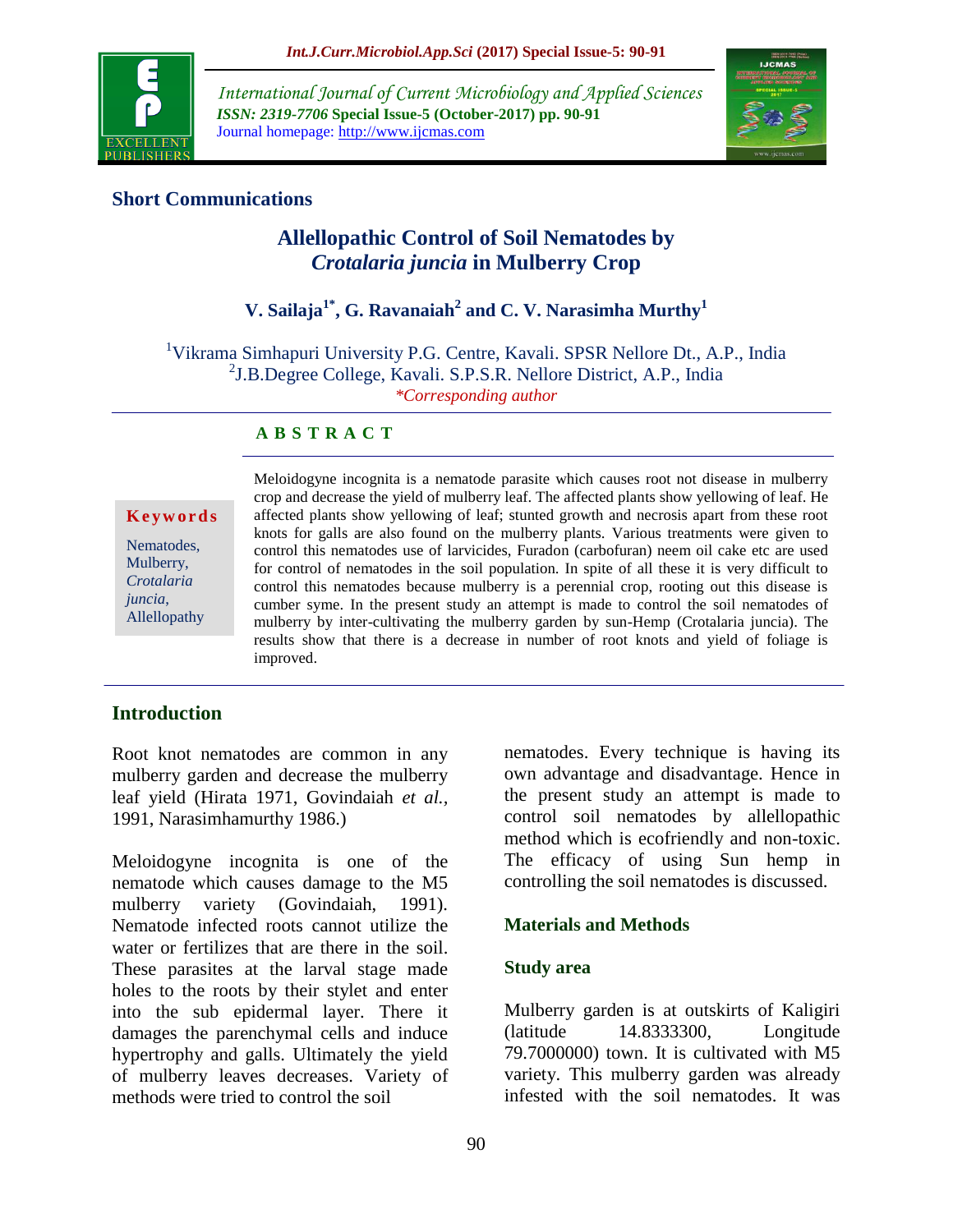## Short Communications

# Allellopathic Control of Soil Nematodes by *Crotalaria juncia* in Mulberry Crop

**V. Sailaja[1*], G. Ravanaiah[2] and C. V. Narasimha Murthy[1]**

[1]Vikrama Simhapuri University P.G. Centre, Kavali. SPSR Nellore Dt., A.P., India
[2]J.B.Degree College, Kavali. S.P.S.R. Nellore District, A.P., India
*\*Corresponding author*

**A B S T R A C T**

**Keywords**

Nematodes, Mulberry, *Crotalaria juncia*, Allellopathy

Meloidogyne incognita is a nematode parasite which causes root not disease in mulberry crop and decrease the yield of mulberry leaf. The affected plants show yellowing of leaf. He affected plants show yellowing of leaf; stunted growth and necrosis apart from these root knots for galls are also found on the mulberry plants. Various treatments were given to control this nematodes use of larvicides, Furadon (carbofuran) neem oil cake etc are used for control of nematodes in the soil population. In spite of all these it is very difficult to control this nematodes because mulberry is a perennial crop, rooting out this disease is cumber syme. In the present study an attempt is made to control the soil nematodes of mulberry by inter-cultivating the mulberry garden by sun-Hemp (Crotalaria juncia). The results show that there is a decrease in number of root knots and yield of foliage is improved.

## Introduction

Root knot nematodes are common in any mulberry garden and decrease the mulberry leaf yield (Hirata 1971, Govindaiah *et al.,* 1991, Narasimhamurthy 1986.)

Meloidogyne incognita is one of the nematode which causes damage to the M5 mulberry variety (Govindaiah, 1991). Nematode infected roots cannot utilize the water or fertilizes that are there in the soil. These parasites at the larval stage made holes to the roots by their stylet and enter into the sub epidermal layer. There it damages the parenchymal cells and induce hypertrophy and galls. Ultimately the yield of mulberry leaves decreases. Variety of methods were tried to control the soil nematodes. Every technique is having its own advantage and disadvantage. Hence in the present study an attempt is made to control soil nematodes by allellopathic method which is ecofriendly and non-toxic. The efficacy of using Sun hemp in controlling the soil nematodes is discussed.

### Materials and Methods

#### Study area

Mulberry garden is at outskirts of Kaligiri (latitude 14.8333300, Longitude 79.7000000) town. It is cultivated with M5 variety. This mulberry garden was already infested with the soil nematodes. It was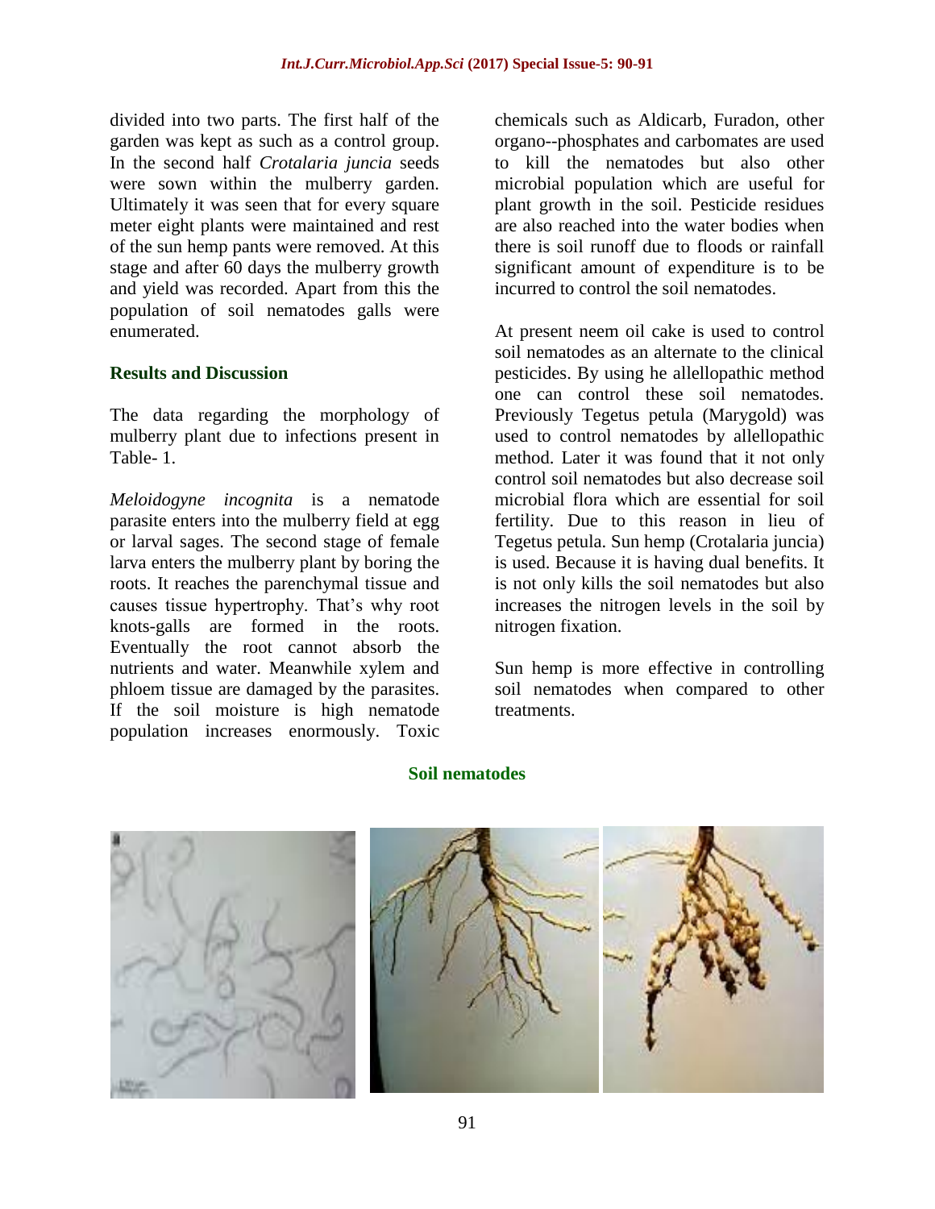divided into two parts. The first half of the garden was kept as such as a control group. In the second half *Crotalaria juncia* seeds were sown within the mulberry garden. Ultimately it was seen that for every square meter eight plants were maintained and rest of the sun hemp pants were removed. At this stage and after 60 days the mulberry growth and yield was recorded. Apart from this the population of soil nematodes galls were enumerated.

## Results and Discussion

The data regarding the morphology of mulberry plant due to infections present in Table- 1.

*Meloidogyne incognita* is a nematode parasite enters into the mulberry field at egg or larval sages. The second stage of female larva enters the mulberry plant by boring the roots. It reaches the parenchymal tissue and causes tissue hypertrophy. That's why root knots-galls are formed in the roots. Eventually the root cannot absorb the nutrients and water. Meanwhile xylem and phloem tissue are damaged by the parasites. If the soil moisture is high nematode population increases enormously. Toxic chemicals such as Aldicarb, Furadon, other organo--phosphates and carbomates are used to kill the nematodes but also other microbial population which are useful for plant growth in the soil. Pesticide residues are also reached into the water bodies when there is soil runoff due to floods or rainfall significant amount of expenditure is to be incurred to control the soil nematodes.

At present neem oil cake is used to control soil nematodes as an alternate to the clinical pesticides. By using he allellopathic method one can control these soil nematodes. Previously Tegetus petula (Marygold) was used to control nematodes by allellopathic method. Later it was found that it not only control soil nematodes but also decrease soil microbial flora which are essential for soil fertility. Due to this reason in lieu of Tegetus petula. Sun hemp (Crotalaria juncia) is used. Because it is having dual benefits. It is not only kills the soil nematodes but also increases the nitrogen levels in the soil by nitrogen fixation.

Sun hemp is more effective in controlling soil nematodes when compared to other treatments.

**Soil nematodes**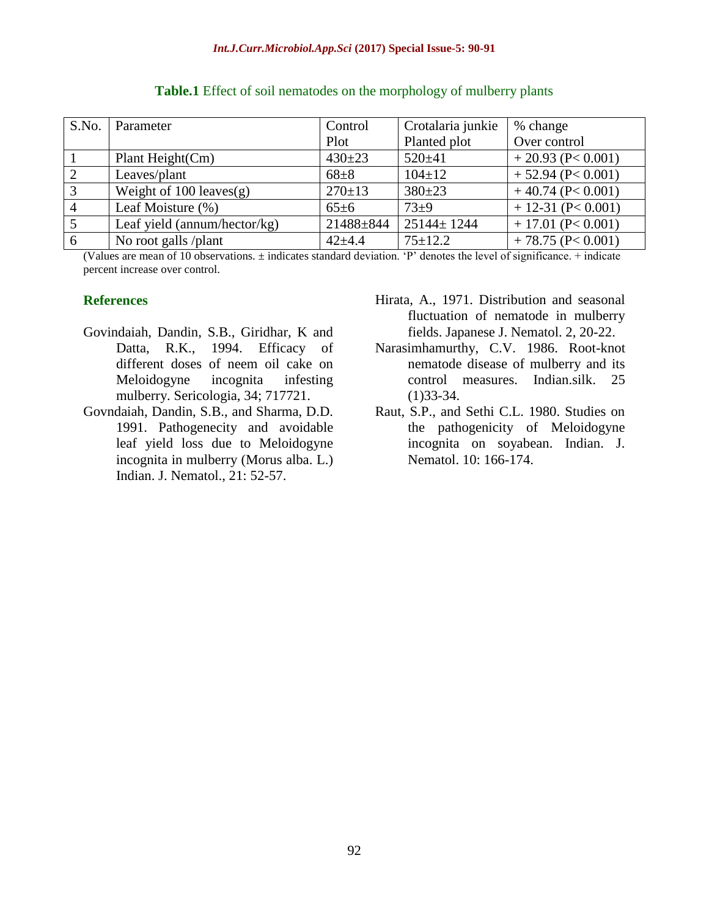**Table.1** Effect of soil nematodes on the morphology of mulberry plants

| S.No. | Parameter | Control Plot | Crotalaria junkie Planted plot | % change Over control |
|---|---|---|---|---|
| 1 | Plant Height(Cm) | 430±23 | 520±41 | + 20.93 ($P < 0.001$) |
| 2 | Leaves/plant | 68±8 | 104±12 | + 52.94 ($P < 0.001$) |
| 3 | Weight of 100 leaves(g) | 270±13 | 380±23 | + 40.74 ($P < 0.001$) |
| 4 | Leaf Moisture (%) | 65±6 | 73±9 | + 12-31 ($P < 0.001$) |
| 5 | Leaf yield (annum/hector/kg) | 21488±844 | 25144± 1244 | + 17.01 ($P < 0.001$) |
| 6 | No root galls /plant | 42±4.4 | 75±12.2 | + 78.75 ($P < 0.001$) |

(Values are mean of 10 observations. ± indicates standard deviation. 'P' denotes the level of significance. + indicate percent increase over control.

## References

Govindaiah, Dandin, S.B., Giridhar, K and Datta, R.K., 1994. Efficacy of different doses of neem oil cake on Meloidogyne incognita infesting mulberry. Sericologia, 34; 717721.

Govndaiah, Dandin, S.B., and Sharma, D.D. 1991. Pathogenecity and avoidable leaf yield loss due to Meloidogyne incognita in mulberry (Morus alba. L.) Indian. J. Nematol., 21: 52-57.

Hirata, A., 1971. Distribution and seasonal fluctuation of nematode in mulberry fields. Japanese J. Nematol. 2, 20-22.

Narasimhamurthy, C.V. 1986. Root-knot nematode disease of mulberry and its control measures. Indian.silk. 25 (1)33-34.

Raut, S.P., and Sethi C.L. 1980. Studies on the pathogenicity of Meloidogyne incognita on soyabean. Indian. J. Nematol. 10: 166-174.